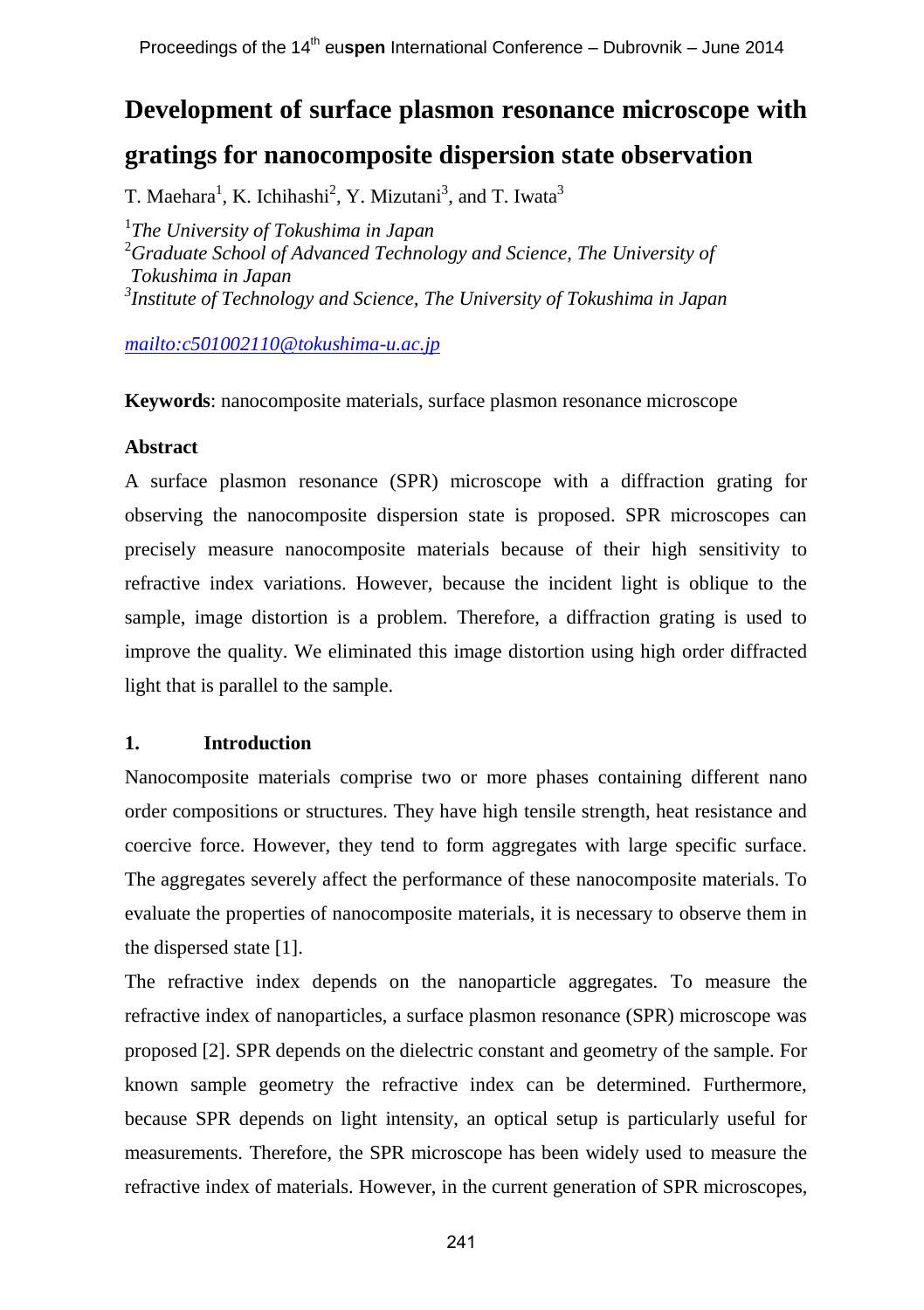# Development of surface plasmon resonance microscope with gratings for nanocomposite dispersion state observation

T. Maehara[1], K. Ichihashi[2], Y. Mizutani[3], and T. Iwata[3]

[1]*The University of Tokushima in Japan*
[2]*Graduate School of Advanced Technology and Science, The University of Tokushima in Japan*
[3]*Institute of Technology and Science, The University of Tokushima in Japan*

*mailto:c501002110@tokushima-u.ac.jp*

**Keywords**: nanocomposite materials, surface plasmon resonance microscope

## Abstract

A surface plasmon resonance (SPR) microscope with a diffraction grating for observing the nanocomposite dispersion state is proposed. SPR microscopes can precisely measure nanocomposite materials because of their high sensitivity to refractive index variations. However, because the incident light is oblique to the sample, image distortion is a problem. Therefore, a diffraction grating is used to improve the quality. We eliminated this image distortion using high order diffracted light that is parallel to the sample.

## 1. Introduction

Nanocomposite materials comprise two or more phases containing different nano order compositions or structures. They have high tensile strength, heat resistance and coercive force. However, they tend to form aggregates with large specific surface. The aggregates severely affect the performance of these nanocomposite materials. To evaluate the properties of nanocomposite materials, it is necessary to observe them in the dispersed state [1].

The refractive index depends on the nanoparticle aggregates. To measure the refractive index of nanoparticles, a surface plasmon resonance (SPR) microscope was proposed [2]. SPR depends on the dielectric constant and geometry of the sample. For known sample geometry the refractive index can be determined. Furthermore, because SPR depends on light intensity, an optical setup is particularly useful for measurements. Therefore, the SPR microscope has been widely used to measure the refractive index of materials. However, in the current generation of SPR microscopes,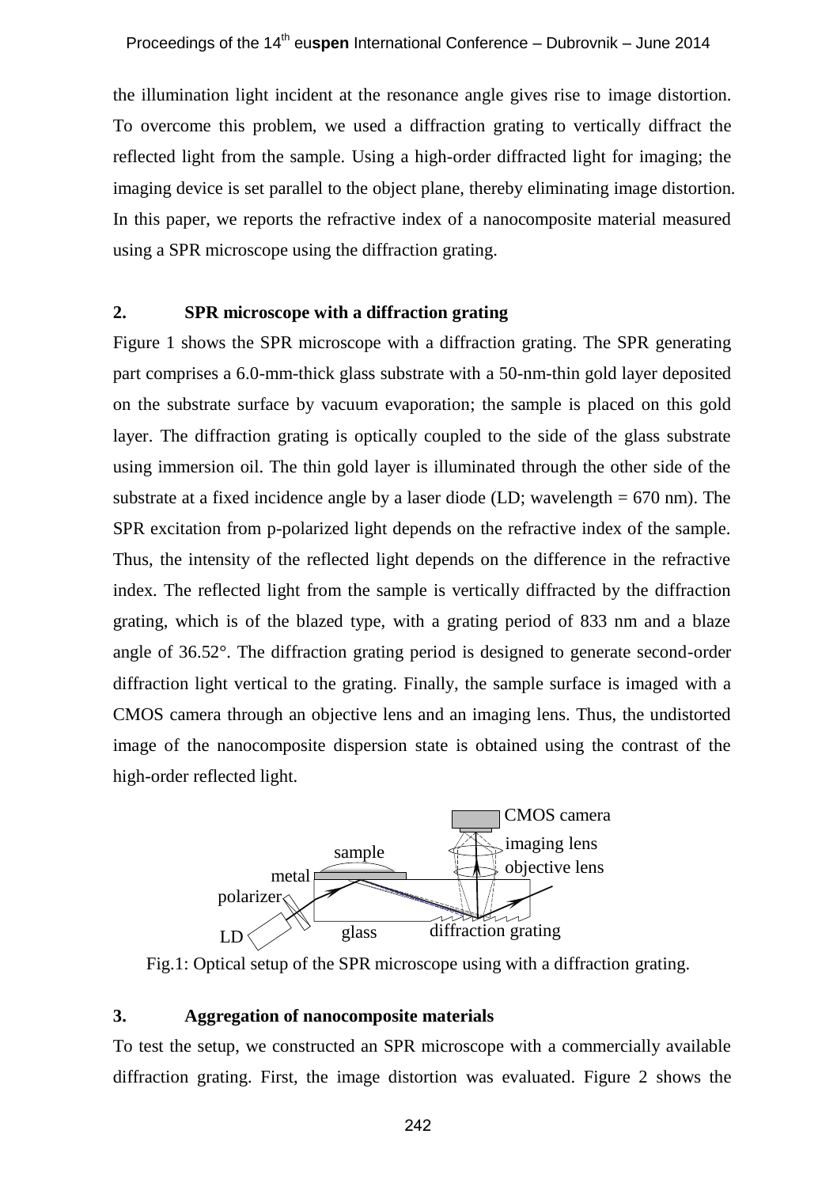the illumination light incident at the resonance angle gives rise to image distortion. To overcome this problem, we used a diffraction grating to vertically diffract the reflected light from the sample. Using a high-order diffracted light for imaging; the imaging device is set parallel to the object plane, thereby eliminating image distortion. In this paper, we reports the refractive index of a nanocomposite material measured using a SPR microscope using the diffraction grating.

## 2. SPR microscope with a diffraction grating

Figure 1 shows the SPR microscope with a diffraction grating. The SPR generating part comprises a 6.0-mm-thick glass substrate with a 50-nm-thin gold layer deposited on the substrate surface by vacuum evaporation; the sample is placed on this gold layer. The diffraction grating is optically coupled to the side of the glass substrate using immersion oil. The thin gold layer is illuminated through the other side of the substrate at a fixed incidence angle by a laser diode (LD; wavelength = 670 nm). The SPR excitation from p-polarized light depends on the refractive index of the sample. Thus, the intensity of the reflected light depends on the difference in the refractive index. The reflected light from the sample is vertically diffracted by the diffraction grating, which is of the blazed type, with a grating period of 833 nm and a blaze angle of 36.52°. The diffraction grating period is designed to generate second-order diffraction light vertical to the grating. Finally, the sample surface is imaged with a CMOS camera through an objective lens and an imaging lens. Thus, the undistorted image of the nanocomposite dispersion state is obtained using the contrast of the high-order reflected light.

Fig.1: Optical setup of the SPR microscope using with a diffraction grating.

## 3. Aggregation of nanocomposite materials

To test the setup, we constructed an SPR microscope with a commercially available diffraction grating. First, the image distortion was evaluated. Figure 2 shows the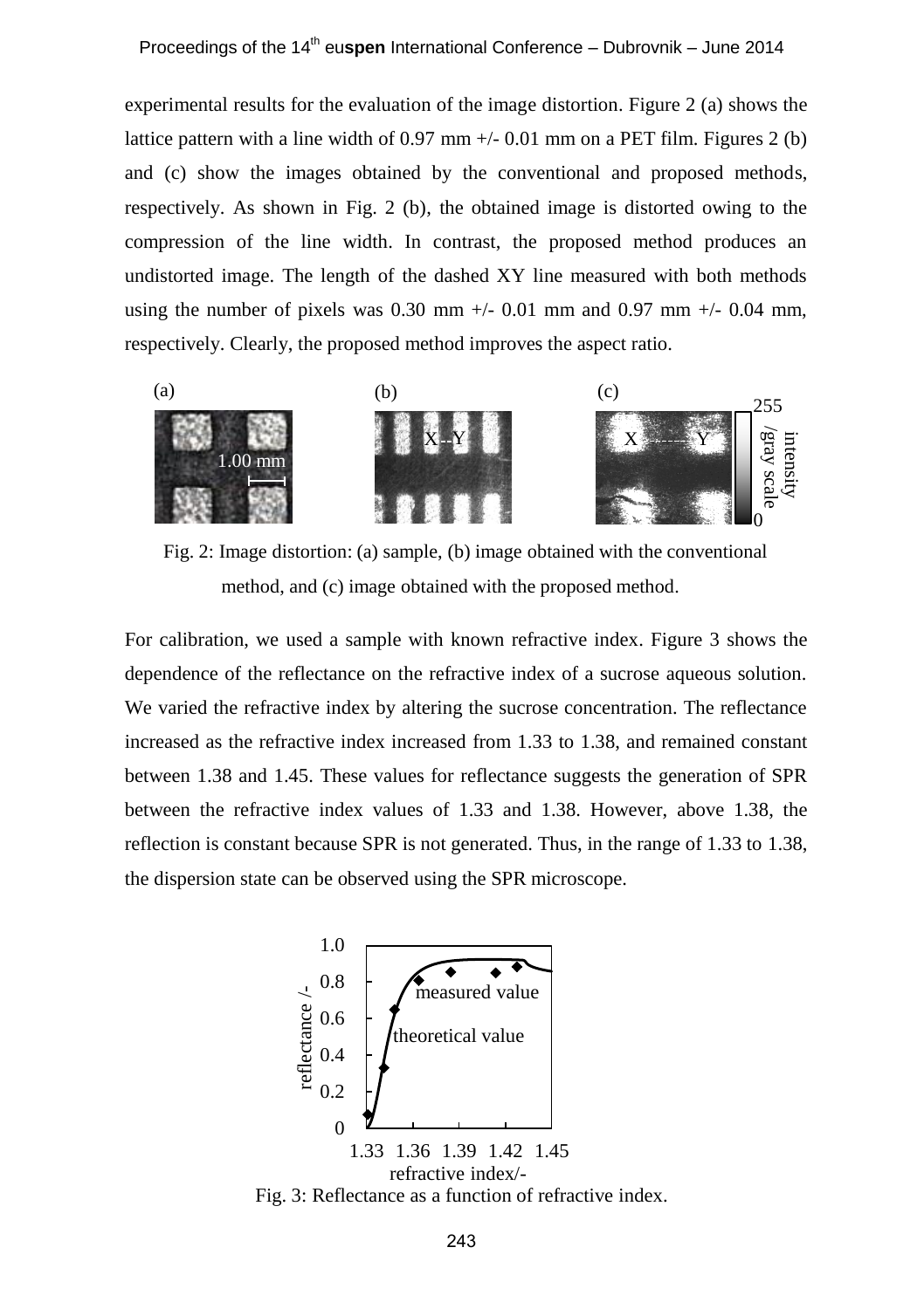experimental results for the evaluation of the image distortion. Figure 2 (a) shows the lattice pattern with a line width of 0.97 mm +/- 0.01 mm on a PET film. Figures 2 (b) and (c) show the images obtained by the conventional and proposed methods, respectively. As shown in Fig. 2 (b), the obtained image is distorted owing to the compression of the line width. In contrast, the proposed method produces an undistorted image. The length of the dashed XY line measured with both methods using the number of pixels was 0.30 mm +/- 0.01 mm and 0.97 mm +/- 0.04 mm, respectively. Clearly, the proposed method improves the aspect ratio.

Fig. 2: Image distortion: (a) sample, (b) image obtained with the conventional method, and (c) image obtained with the proposed method.

For calibration, we used a sample with known refractive index. Figure 3 shows the dependence of the reflectance on the refractive index of a sucrose aqueous solution. We varied the refractive index by altering the sucrose concentration. The reflectance increased as the refractive index increased from 1.33 to 1.38, and remained constant between 1.38 and 1.45. These values for reflectance suggests the generation of SPR between the refractive index values of 1.33 and 1.38. However, above 1.38, the reflection is constant because SPR is not generated. Thus, in the range of 1.33 to 1.38, the dispersion state can be observed using the SPR microscope.

Fig. 3: Reflectance as a function of refractive index.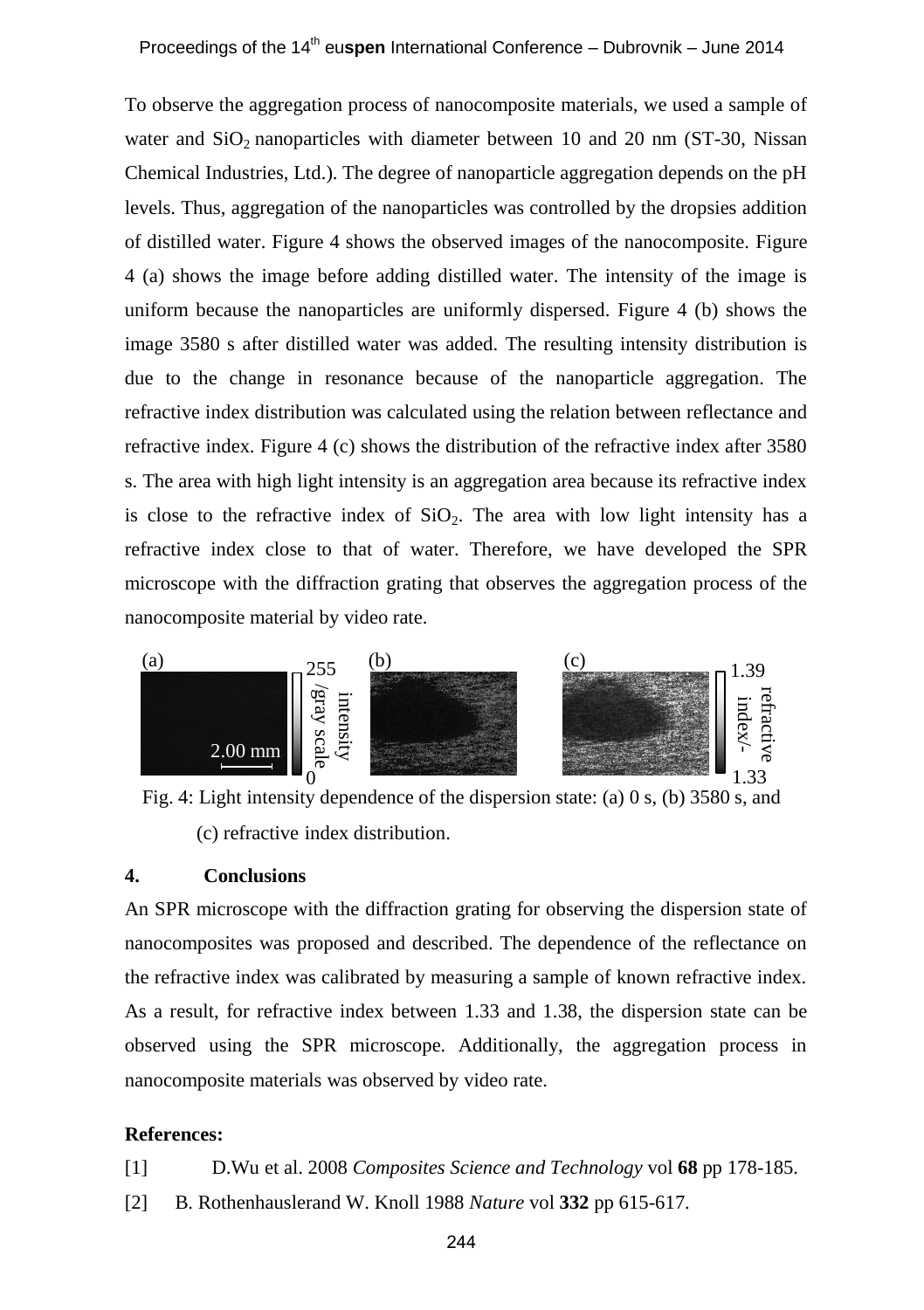To observe the aggregation process of nanocomposite materials, we used a sample of water and $SiO_2$ nanoparticles with diameter between 10 and 20 nm (ST-30, Nissan Chemical Industries, Ltd.). The degree of nanoparticle aggregation depends on the pH levels. Thus, aggregation of the nanoparticles was controlled by the dropsies addition of distilled water. Figure 4 shows the observed images of the nanocomposite. Figure 4 (a) shows the image before adding distilled water. The intensity of the image is uniform because the nanoparticles are uniformly dispersed. Figure 4 (b) shows the image 3580 s after distilled water was added. The resulting intensity distribution is due to the change in resonance because of the nanoparticle aggregation. The refractive index distribution was calculated using the relation between reflectance and refractive index. Figure 4 (c) shows the distribution of the refractive index after 3580 s. The area with high light intensity is an aggregation area because its refractive index is close to the refractive index of $SiO_2$. The area with low light intensity has a refractive index close to that of water. Therefore, we have developed the SPR microscope with the diffraction grating that observes the aggregation process of the nanocomposite material by video rate.

(a)
2.00 mm
255
intensity /gray scale
0
(b)
(c)
1.39
refractive index/-
1.33

Fig. 4: Light intensity dependence of the dispersion state: (a) 0 s, (b) 3580 s, and (c) refractive index distribution.

## 4. Conclusions

An SPR microscope with the diffraction grating for observing the dispersion state of nanocomposites was proposed and described. The dependence of the reflectance on the refractive index was calibrated by measuring a sample of known refractive index. As a result, for refractive index between 1.33 and 1.38, the dispersion state can be observed using the SPR microscope. Additionally, the aggregation process in nanocomposite materials was observed by video rate.

## References:

[1] D.Wu et al. 2008 *Composites Science and Technology* vol **68** pp 178-185.

[2] B. Rothenhauslerand W. Knoll 1988 *Nature* vol **332** pp 615-617.